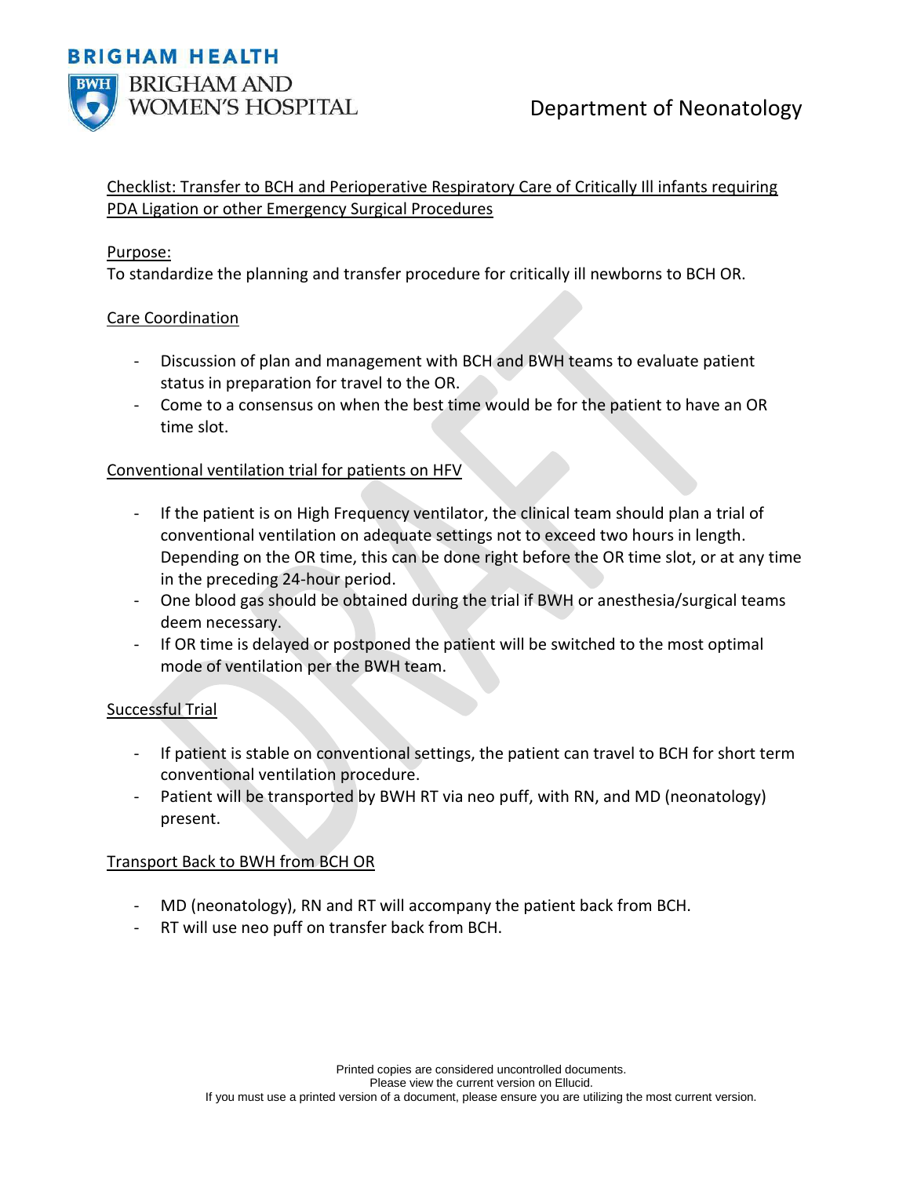BRIGHAM HEALTH

BRIGHAM AND WOMEN'S HOSPITAL

Department of Neonatology

## Checklist: Transfer to BCH and Perioperative Respiratory Care of Critically Ill infants requiring PDA Ligation or other Emergency Surgical Procedures

### Purpose:

To standardize the planning and transfer procedure for critically ill newborns to BCH OR.

### Care Coordination

- Discussion of plan and management with BCH and BWH teams to evaluate patient status in preparation for travel to the OR.
- Come to a consensus on when the best time would be for the patient to have an OR time slot.

### Conventional ventilation trial for patients on HFV

- If the patient is on High Frequency ventilator, the clinical team should plan a trial of conventional ventilation on adequate settings not to exceed two hours in length. Depending on the OR time, this can be done right before the OR time slot, or at any time in the preceding 24-hour period.
- One blood gas should be obtained during the trial if BWH or anesthesia/surgical teams deem necessary.
- If OR time is delayed or postponed the patient will be switched to the most optimal mode of ventilation per the BWH team.

### Successful Trial

- If patient is stable on conventional settings, the patient can travel to BCH for short term conventional ventilation procedure.
- Patient will be transported by BWH RT via neo puff, with RN, and MD (neonatology) present.

### Transport Back to BWH from BCH OR

- MD (neonatology), RN and RT will accompany the patient back from BCH.
- RT will use neo puff on transfer back from BCH.

Printed copies are considered uncontrolled documents.
Please view the current version on Ellucid.
If you must use a printed version of a document, please ensure you are utilizing the most current version.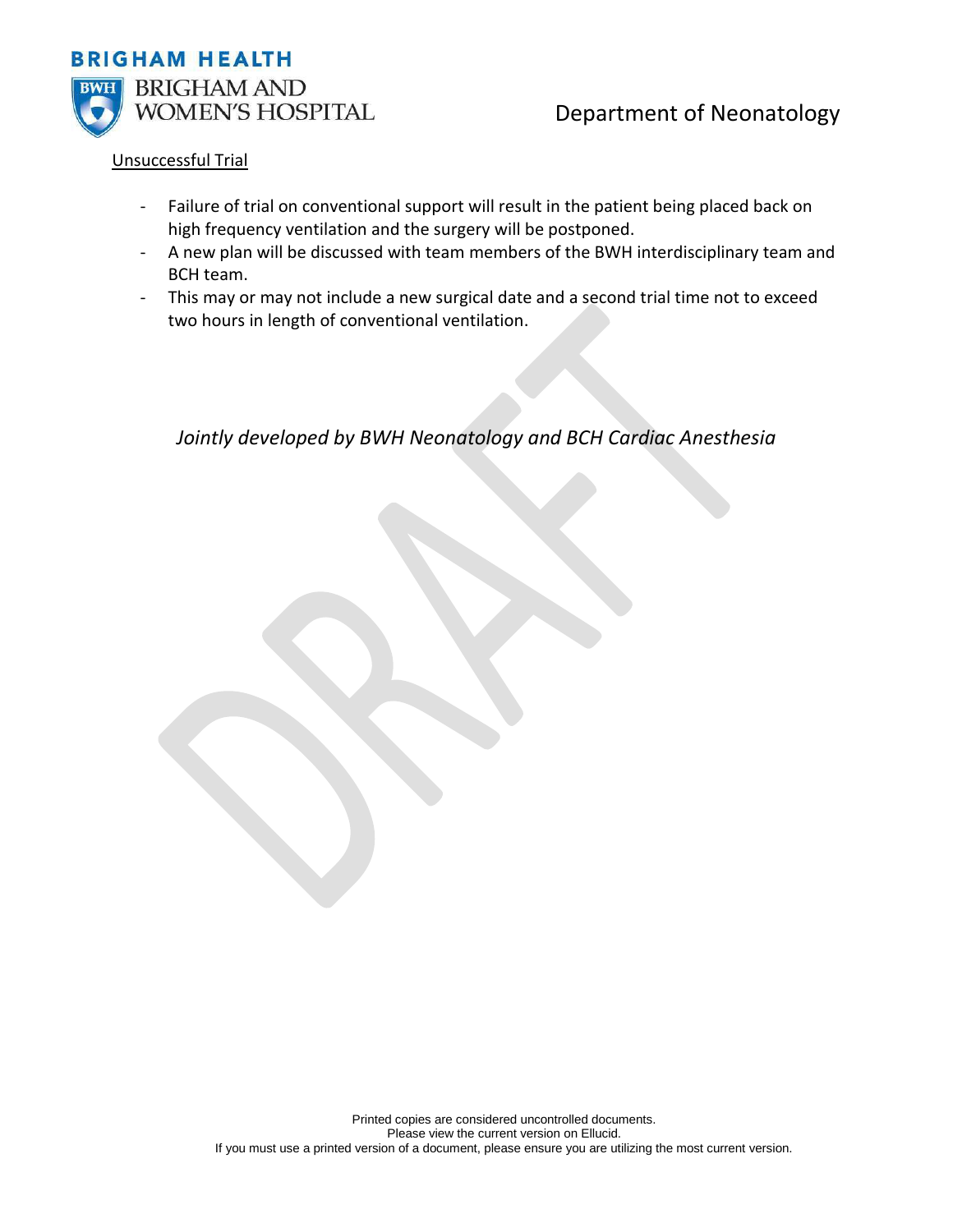Unsuccessful Trial

- Failure of trial on conventional support will result in the patient being placed back on high frequency ventilation and the surgery will be postponed.
- A new plan will be discussed with team members of the BWH interdisciplinary team and BCH team.
- This may or may not include a new surgical date and a second trial time not to exceed two hours in length of conventional ventilation.

*Jointly developed by BWH Neonatology and BCH Cardiac Anesthesia*